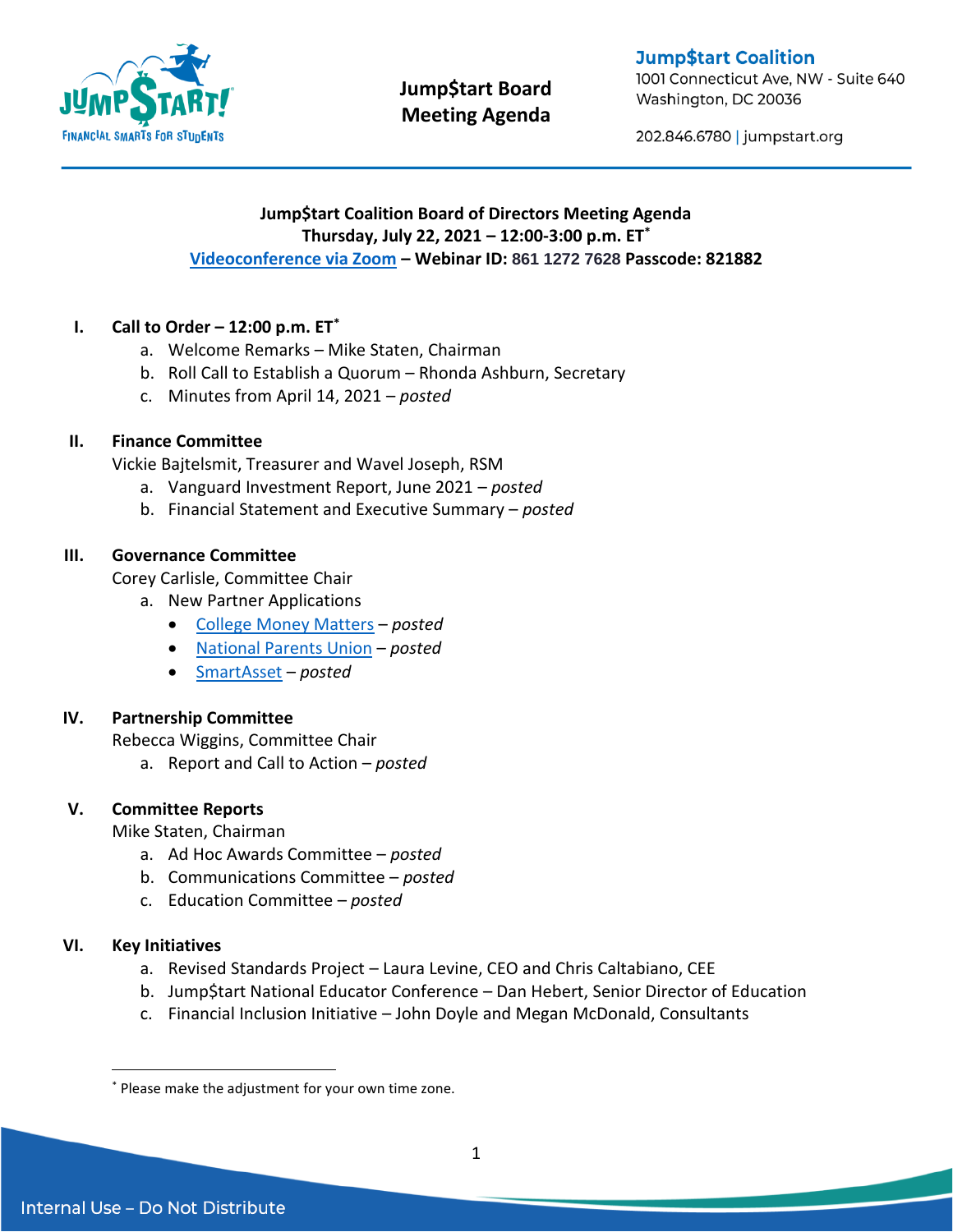Jump$tart Board Meeting Agenda

**Jump$tart Coalition**
1001 Connecticut Ave, NW - Suite 640
Washington, DC 20036

202.846.6780 | jumpstart.org

# Jump$tart Coalition Board of Directors Meeting Agenda

**Thursday, July 22, 2021 – 12:00-3:00 p.m. ET[*]**

**Videoconference via Zoom – Webinar ID: 861 1272 7628 Passcode: 821882**

## I. Call to Order – 12:00 p.m. ET[*]

a. Welcome Remarks – Mike Staten, Chairman
b. Roll Call to Establish a Quorum – Rhonda Ashburn, Secretary
c. Minutes from April 14, 2021 – *posted*

## II. Finance Committee

Vickie Bajtelsmit, Treasurer and Wavel Joseph, RSM

a. Vanguard Investment Report, June 2021 – *posted*
b. Financial Statement and Executive Summary – *posted*

## III. Governance Committee

Corey Carlisle, Committee Chair

a. New Partner Applications
- College Money Matters – *posted*
- National Parents Union – *posted*
- SmartAsset – *posted*

## IV. Partnership Committee

Rebecca Wiggins, Committee Chair

a. Report and Call to Action – *posted*

## V. Committee Reports

Mike Staten, Chairman

a. Ad Hoc Awards Committee – *posted*
b. Communications Committee – *posted*
c. Education Committee – *posted*

## VI. Key Initiatives

a. Revised Standards Project – Laura Levine, CEO and Chris Caltabiano, CEE
b. Jump$tart National Educator Conference – Dan Hebert, Senior Director of Education
c. Financial Inclusion Initiative – John Doyle and Megan McDonald, Consultants

[*] Please make the adjustment for your own time zone.

Internal Use – Do Not Distribute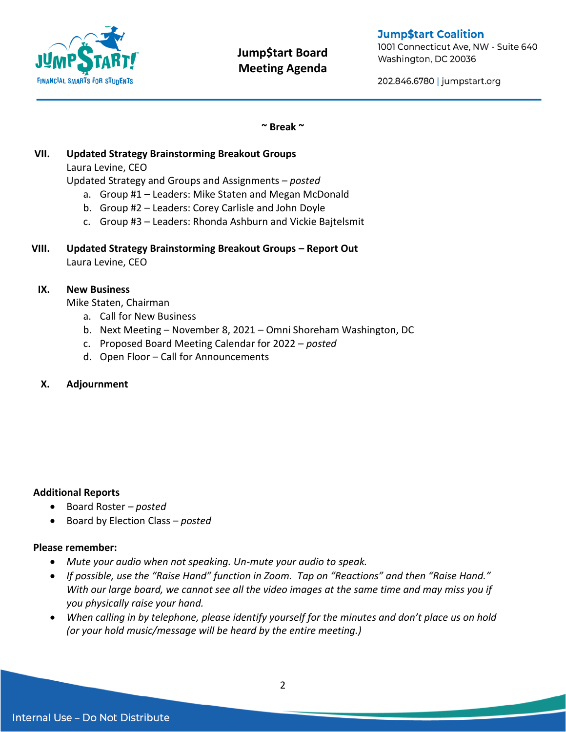~ Break ~

**VII. Updated Strategy Brainstorming Breakout Groups**

Laura Levine, CEO

Updated Strategy and Groups and Assignments – *posted*

a. Group #1 – Leaders: Mike Staten and Megan McDonald
b. Group #2 – Leaders: Corey Carlisle and John Doyle
c. Group #3 – Leaders: Rhonda Ashburn and Vickie Bajtelsmit

**VIII. Updated Strategy Brainstorming Breakout Groups – Report Out**

Laura Levine, CEO

**IX. New Business**

Mike Staten, Chairman

a. Call for New Business
b. Next Meeting – November 8, 2021 – Omni Shoreham Washington, DC
c. Proposed Board Meeting Calendar for 2022 – *posted*
d. Open Floor – Call for Announcements

**X. Adjournment**

**Additional Reports**

- Board Roster – *posted*
- Board by Election Class – *posted*

**Please remember:**

- *Mute your audio when not speaking. Un-mute your audio to speak.*
- *If possible, use the "Raise Hand" function in Zoom. Tap on "Reactions" and then "Raise Hand." With our large board, we cannot see all the video images at the same time and may miss you if you physically raise your hand.*
- *When calling in by telephone, please identify yourself for the minutes and don't place us on hold (or your hold music/message will be heard by the entire meeting.)*